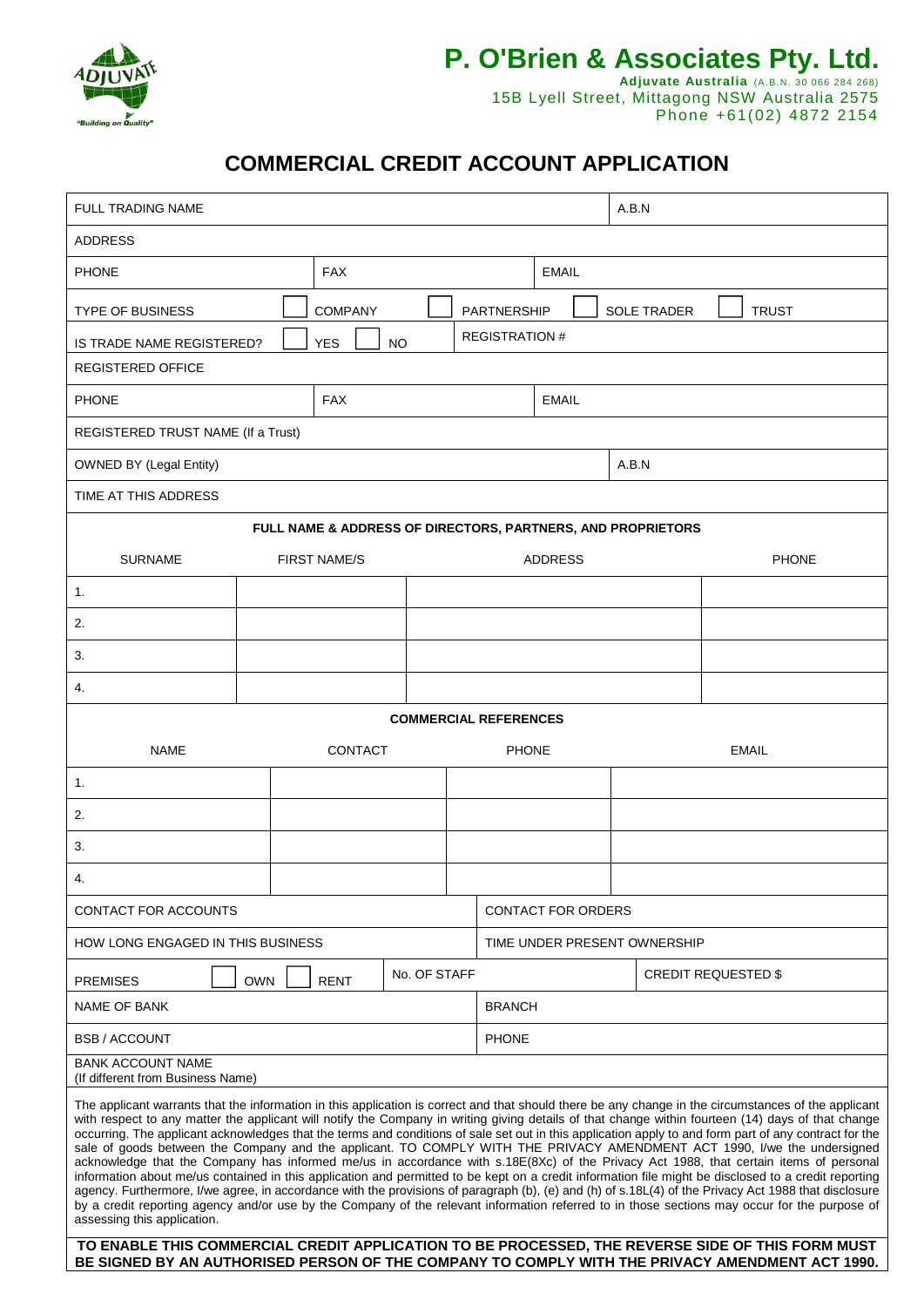# P. O'Brien & Associates Pty. Ltd.

**Adjuvate Australia** (A.B.N. 30 066 284 268)
15B Lyell Street, Mittagong NSW Australia 2575
Phone +61(02) 4872 2154

## COMMERCIAL CREDIT ACCOUNT APPLICATION

| | |
|---|---|
| FULL TRADING NAME | A.B.N |
| ADDRESS | |

| | | |
|---|---|---|
| PHONE | FAX | EMAIL |

TYPE OF BUSINESS ☐ COMPANY ☐ PARTNERSHIP ☐ SOLE TRADER ☐ TRUST

IS TRADE NAME REGISTERED? ☐ YES ☐ NO — REGISTRATION #

REGISTERED OFFICE

| | | |
|---|---|---|
| PHONE | FAX | EMAIL |

REGISTERED TRUST NAME (If a Trust)

| | |
|---|---|
| OWNED BY (Legal Entity) | A.B.N |

TIME AT THIS ADDRESS

**FULL NAME & ADDRESS OF DIRECTORS, PARTNERS, AND PROPRIETORS**

| SURNAME | FIRST NAME/S | ADDRESS | PHONE |
|---|---|---|---|
| 1. | | | |
| 2. | | | |
| 3. | | | |
| 4. | | | |

**COMMERCIAL REFERENCES**

| NAME | CONTACT | PHONE | EMAIL |
|---|---|---|---|
| 1. | | | |
| 2. | | | |
| 3. | | | |
| 4. | | | |

| | |
|---|---|
| CONTACT FOR ACCOUNTS | CONTACT FOR ORDERS |
| HOW LONG ENGAGED IN THIS BUSINESS | TIME UNDER PRESENT OWNERSHIP |

PREMISES ☐ OWN ☐ RENT — No. OF STAFF — CREDIT REQUESTED $

| | |
|---|---|
| NAME OF BANK | BRANCH |
| BSB / ACCOUNT | PHONE |

BANK ACCOUNT NAME
(If different from Business Name)

The applicant warrants that the information in this application is correct and that should there be any change in the circumstances of the applicant with respect to any matter the applicant will notify the Company in writing giving details of that change within fourteen (14) days of that change occurring. The applicant acknowledges that the terms and conditions of sale set out in this application apply to and form part of any contract for the sale of goods between the Company and the applicant. TO COMPLY WITH THE PRIVACY AMENDMENT ACT 1990, I/we the undersigned acknowledge that the Company has informed me/us in accordance with s.18E(8Xc) of the Privacy Act 1988, that certain items of personal information about me/us contained in this application and permitted to be kept on a credit information file might be disclosed to a credit reporting agency. Furthermore, I/we agree, in accordance with the provisions of paragraph (b), (e) and (h) of s.18L(4) of the Privacy Act 1988 that disclosure by a credit reporting agency and/or use by the Company of the relevant information referred to in those sections may occur for the purpose of assessing this application.

**TO ENABLE THIS COMMERCIAL CREDIT APPLICATION TO BE PROCESSED, THE REVERSE SIDE OF THIS FORM MUST BE SIGNED BY AN AUTHORISED PERSON OF THE COMPANY TO COMPLY WITH THE PRIVACY AMENDMENT ACT 1990.**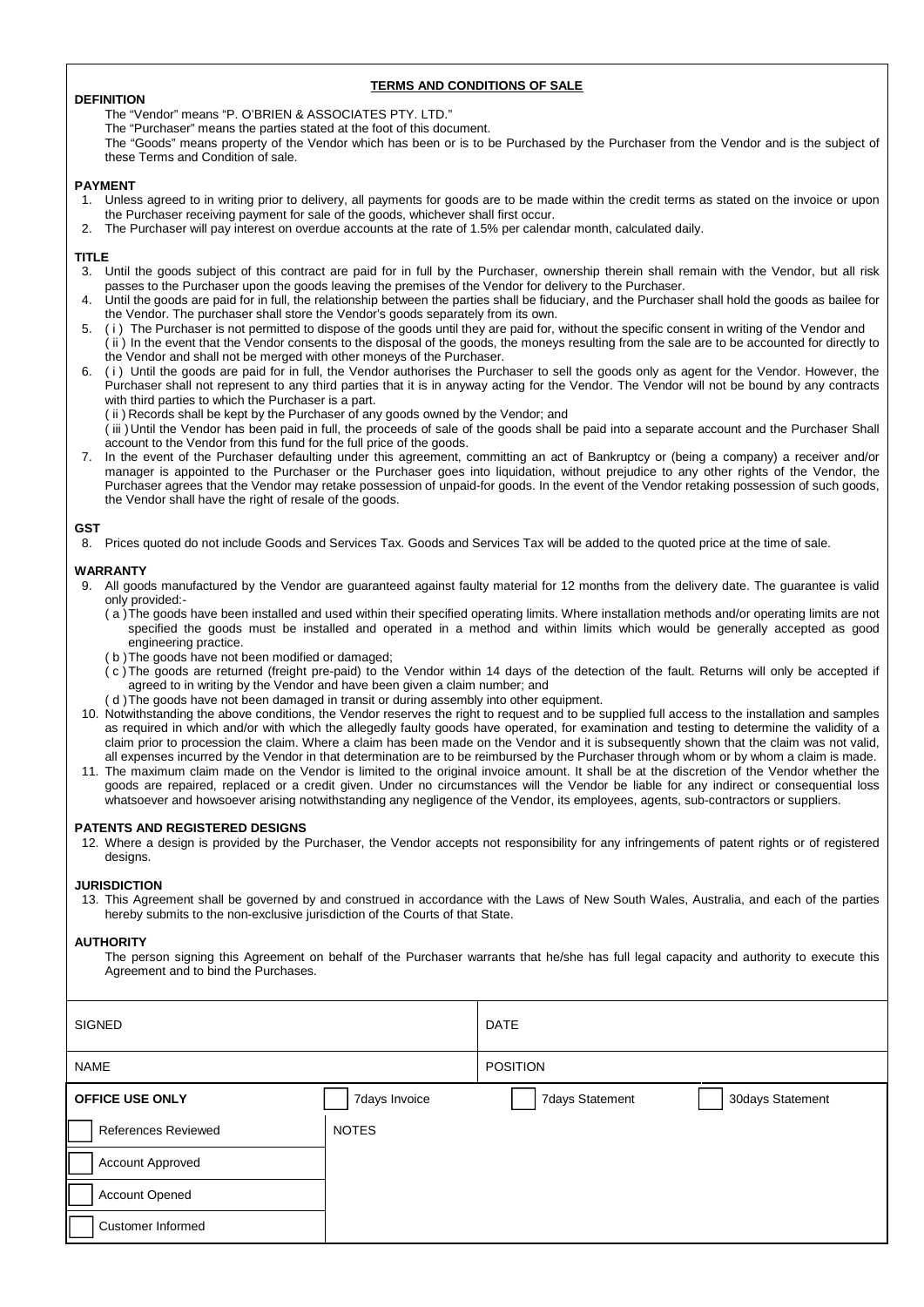# TERMS AND CONDITIONS OF SALE

## DEFINITION

The "Vendor" means "P. O'BRIEN & ASSOCIATES PTY. LTD."
The "Purchaser" means the parties stated at the foot of this document.
The "Goods" means property of the Vendor which has been or is to be Purchased by the Purchaser from the Vendor and is the subject of these Terms and Condition of sale.

## PAYMENT

1. Unless agreed to in writing prior to delivery, all payments for goods are to be made within the credit terms as stated on the invoice or upon the Purchaser receiving payment for sale of the goods, whichever shall first occur.
2. The Purchaser will pay interest on overdue accounts at the rate of 1.5% per calendar month, calculated daily.

## TITLE

3. Until the goods subject of this contract are paid for in full by the Purchaser, ownership therein shall remain with the Vendor, but all risk passes to the Purchaser upon the goods leaving the premises of the Vendor for delivery to the Purchaser.
4. Until the goods are paid for in full, the relationship between the parties shall be fiduciary, and the Purchaser shall hold the goods as bailee for the Vendor. The purchaser shall store the Vendor's goods separately from its own.
5. ( i ) The Purchaser is not permitted to dispose of the goods until they are paid for, without the specific consent in writing of the Vendor and
   ( ii ) In the event that the Vendor consents to the disposal of the goods, the moneys resulting from the sale are to be accounted for directly to the Vendor and shall not be merged with other moneys of the Purchaser.
6. ( i ) Until the goods are paid for in full, the Vendor authorises the Purchaser to sell the goods only as agent for the Vendor. However, the Purchaser shall not represent to any third parties that it is in anyway acting for the Vendor. The Vendor will not be bound by any contracts with third parties to which the Purchaser is a part.
   ( ii ) Records shall be kept by the Purchaser of any goods owned by the Vendor; and
   ( iii ) Until the Vendor has been paid in full, the proceeds of sale of the goods shall be paid into a separate account and the Purchaser Shall account to the Vendor from this fund for the full price of the goods.
7. In the event of the Purchaser defaulting under this agreement, committing an act of Bankruptcy or (being a company) a receiver and/or manager is appointed to the Purchaser or the Purchaser goes into liquidation, without prejudice to any other rights of the Vendor, the Purchaser agrees that the Vendor may retake possession of unpaid-for goods. In the event of the Vendor retaking possession of such goods, the Vendor shall have the right of resale of the goods.

## GST

8. Prices quoted do not include Goods and Services Tax. Goods and Services Tax will be added to the quoted price at the time of sale.

## WARRANTY

9. All goods manufactured by the Vendor are guaranteed against faulty material for 12 months from the delivery date. The guarantee is valid only provided:-
   ( a ) The goods have been installed and used within their specified operating limits. Where installation methods and/or operating limits are not specified the goods must be installed and operated in a method and within limits which would be generally accepted as good engineering practice.
   ( b ) The goods have not been modified or damaged;
   ( c ) The goods are returned (freight pre-paid) to the Vendor within 14 days of the detection of the fault. Returns will only be accepted if agreed to in writing by the Vendor and have been given a claim number; and
   ( d ) The goods have not been damaged in transit or during assembly into other equipment.
10. Notwithstanding the above conditions, the Vendor reserves the right to request and to be supplied full access to the installation and samples as required in which and/or with which the allegedly faulty goods have operated, for examination and testing to determine the validity of a claim prior to procession the claim. Where a claim has been made on the Vendor and it is subsequently shown that the claim was not valid, all expenses incurred by the Vendor in that determination are to be reimbursed by the Purchaser through whom or by whom a claim is made.
11. The maximum claim made on the Vendor is limited to the original invoice amount. It shall be at the discretion of the Vendor whether the goods are repaired, replaced or a credit given. Under no circumstances will the Vendor be liable for any indirect or consequential loss whatsoever and howsoever arising notwithstanding any negligence of the Vendor, its employees, agents, sub-contractors or suppliers.

## PATENTS AND REGISTERED DESIGNS

12. Where a design is provided by the Purchaser, the Vendor accepts not responsibility for any infringements of patent rights or of registered designs.

## JURISDICTION

13. This Agreement shall be governed by and construed in accordance with the Laws of New South Wales, Australia, and each of the parties hereby submits to the non-exclusive jurisdiction of the Courts of that State.

## AUTHORITY

The person signing this Agreement on behalf of the Purchaser warrants that he/she has full legal capacity and authority to execute this Agreement and to bind the Purchases.

| | |
|---|---|
| SIGNED | DATE |
| NAME | POSITION |

| | | | |
|---|---|---|---|
| **OFFICE USE ONLY** | ☐ 7days Invoice | ☐ 7days Statement | ☐ 30days Statement |
| ☐ References Reviewed | NOTES | | |
| ☐ Account Approved | | | |
| ☐ Account Opened | | | |
| ☐ Customer Informed | | | |